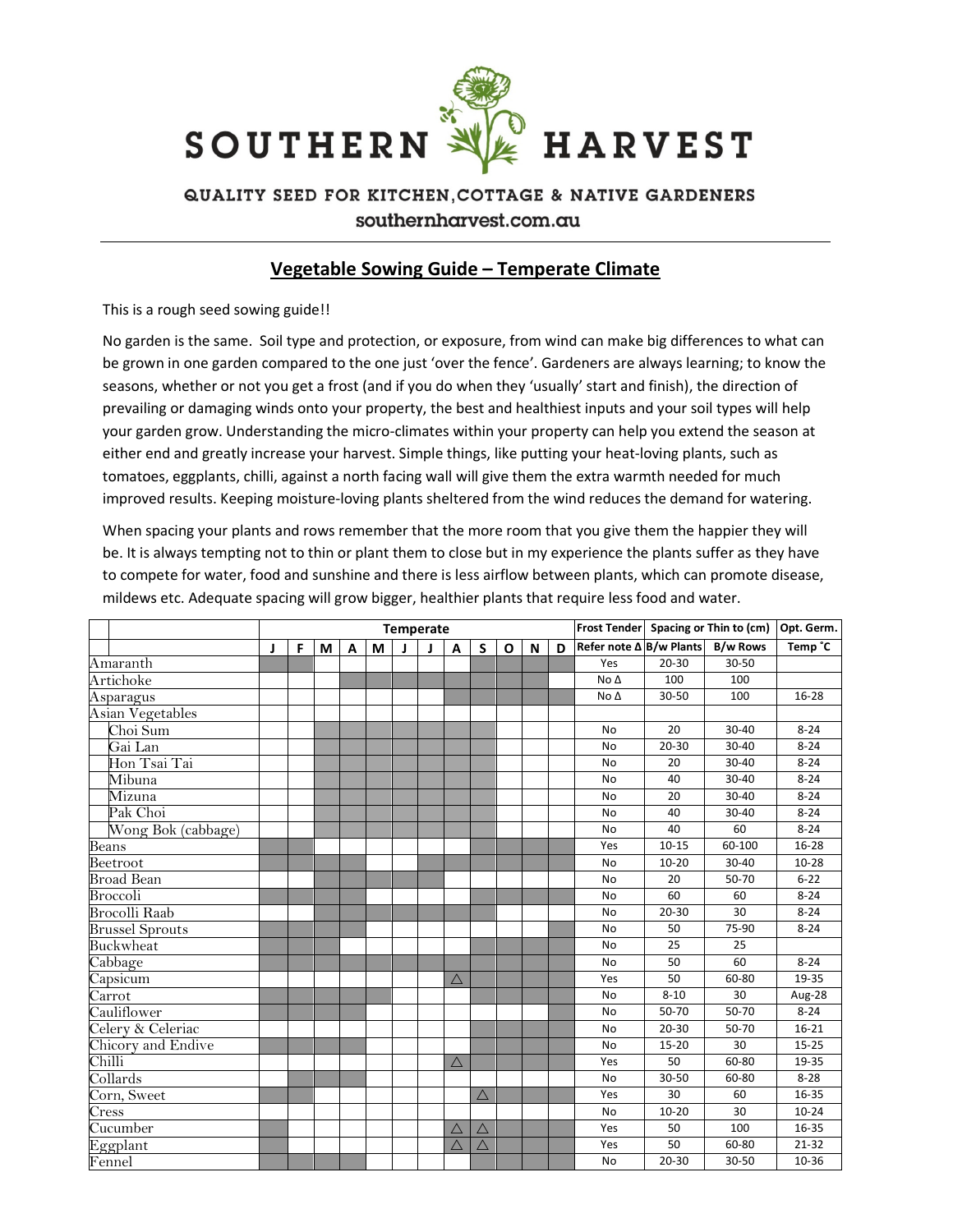# SOUTHERN HARVEST

QUALITY SEED FOR KITCHEN, COTTAGE & NATIVE GARDENERS

southernharvest.com.au

## Vegetable Sowing Guide – Temperate Climate

This is a rough seed sowing guide!!

No garden is the same. Soil type and protection, or exposure, from wind can make big differences to what can be grown in one garden compared to the one just 'over the fence'. Gardeners are always learning; to know the seasons, whether or not you get a frost (and if you do when they 'usually' start and finish), the direction of prevailing or damaging winds onto your property, the best and healthiest inputs and your soil types will help your garden grow. Understanding the micro-climates within your property can help you extend the season at either end and greatly increase your harvest. Simple things, like putting your heat-loving plants, such as tomatoes, eggplants, chilli, against a north facing wall will give them the extra warmth needed for much improved results. Keeping moisture-loving plants sheltered from the wind reduces the demand for watering.

When spacing your plants and rows remember that the more room that you give them the happier they will be. It is always tempting not to thin or plant them to close but in my experience the plants suffer as they have to compete for water, food and sunshine and there is less airflow between plants, which can promote disease, mildews etc. Adequate spacing will grow bigger, healthier plants that require less food and water.

| | Temperate | | | | | | | | | | | | Frost Tender | Spacing or Thin to (cm) | | Opt. Germ. |
|---|---|---|---|---|---|---|---|---|---|---|---|---|---|---|---|---|
| | J | F | M | A | M | J | J | A | S | O | N | D | Refer note Δ | B/w Plants | B/w Rows | Temp ˚C |
| Amaranth | ■ | ■ | | | | | | | | ■ | ■ | ■ | Yes | 20-30 | 30-50 | |
| Artichoke | | | | ■ | ■ | ■ | ■ | ■ | ■ | ■ | ■ | | No Δ | 100 | 100 | |
| Asparagus | | | | | | | | ■ | ■ | ■ | ■ | ■ | No Δ | 30-50 | 100 | 16-28 |
| Asian Vegetables | | | | | | | | | | | | | | | | |
| Choi Sum | | | ■ | ■ | ■ | ■ | ■ | ■ | ■ | | | | No | 20 | 30-40 | 8-24 |
| Gai Lan | | | ■ | ■ | ■ | ■ | ■ | ■ | ■ | | | | No | 20-30 | 30-40 | 8-24 |
| Hon Tsai Tai | | | ■ | ■ | ■ | ■ | ■ | ■ | ■ | | | | No | 20 | 30-40 | 8-24 |
| Mibuna | | | ■ | ■ | ■ | ■ | ■ | ■ | ■ | | | | No | 40 | 30-40 | 8-24 |
| Mizuna | | | ■ | ■ | ■ | ■ | ■ | ■ | ■ | | | | No | 20 | 30-40 | 8-24 |
| Pak Choi | | | ■ | ■ | ■ | ■ | ■ | ■ | ■ | | | | No | 40 | 30-40 | 8-24 |
| Wong Bok (cabbage) | | | ■ | ■ | ■ | ■ | ■ | ■ | ■ | | | | No | 40 | 60 | 8-24 |
| Beans | ■ | ■ | | | | | | | ■ | ■ | ■ | ■ | Yes | 10-15 | 60-100 | 16-28 |
| Beetroot | ■ | ■ | ■ | ■ | | | ■ | ■ | ■ | ■ | ■ | ■ | No | 10-20 | 30-40 | 10-28 |
| Broad Bean | | | ■ | ■ | ■ | ■ | ■ | | | | | | No | 20 | 50-70 | 6-22 |
| Broccoli | ■ | ■ | ■ | ■ | | | | | ■ | ■ | ■ | ■ | No | 60 | 60 | 8-24 |
| Brocolli Raab | | | ■ | ■ | ■ | ■ | ■ | ■ | ■ | | | | No | 20-30 | 30 | 8-24 |
| Brussel Sprouts | ■ | ■ | ■ | ■ | | | | | | | | ■ | No | 50 | 75-90 | 8-24 |
| Buckwheat | ■ | ■ | ■ | | | | | | ■ | ■ | ■ | ■ | No | 25 | 25 | |
| Cabbage | ■ | ■ | ■ | ■ | ■ | ■ | ■ | ■ | ■ | ■ | ■ | ■ | No | 50 | 60 | 8-24 |
| Capsicum | | | | | | | | △ | ■ | ■ | ■ | ■ | Yes | 50 | 60-80 | 19-35 |
| Carrot | ■ | ■ | ■ | ■ | ■ | | | ■ | ■ | ■ | ■ | ■ | No | 8-10 | 30 | Aug-28 |
| Cauliflower | ■ | ■ | ■ | ■ | | | | | | | | ■ | No | 50-70 | 50-70 | 8-24 |
| Celery & Celeriac | | | | | | | | | ■ | ■ | ■ | ■ | No | 20-30 | 50-70 | 16-21 |
| Chicory and Endive | ■ | ■ | ■ | ■ | | | | | ■ | ■ | ■ | ■ | No | 15-20 | 30 | 15-25 |
| Chilli | | | | | | | | △ | ■ | ■ | ■ | ■ | Yes | 50 | 60-80 | 19-35 |
| Collards | | ■ | ■ | ■ | | | | | | | | | No | 30-50 | 60-80 | 8-28 |
| Corn, Sweet | ■ | ■ | | | | | | | △ | ■ | ■ | ■ | Yes | 30 | 60 | 16-35 |
| Cress | | | | | | | | | | | | | No | 10-20 | 30 | 10-24 |
| Cucumber | ■ | | | | | | | △ | △ | ■ | ■ | ■ | Yes | 50 | 100 | 16-35 |
| Eggplant | ■ | | | | | | | △ | △ | ■ | ■ | ■ | Yes | 50 | 60-80 | 21-32 |
| Fennel | ■ | ■ | ■ | ■ | | | | | ■ | ■ | ■ | ■ | No | 20-30 | 30-50 | 10-36 |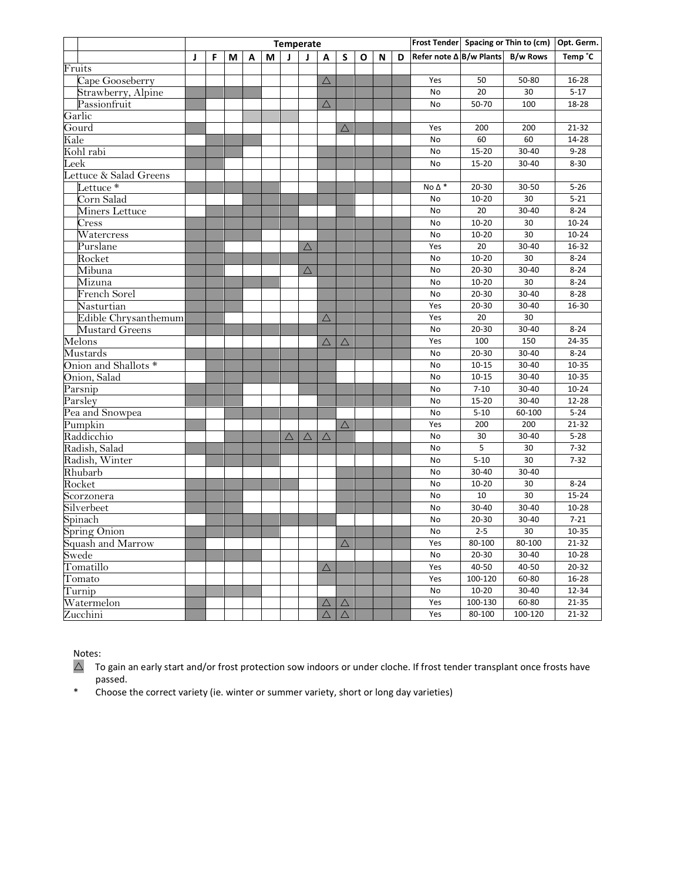| | Temperate | | | | | | | | | | | | Frost Tender | Spacing or Thin to (cm) | | Opt. Germ. |
|---|---|---|---|---|---|---|---|---|---|---|---|---|---|---|---|---|
| | J | F | M | A | M | J | J | A | S | O | N | D | Refer note Δ | B/w Plants | B/w Rows | Temp ˚C |
| Fruits | | | | | | | | | | | | | | | | |
| Cape Gooseberry | | | | | | | | △ | | | | | Yes | 50 | 50-80 | 16-28 |
| Strawberry, Alpine | | | | | | | | | | | | | No | 20 | 30 | 5-17 |
| Passionfruit | | | | | | | | △ | | | | | No | 50-70 | 100 | 18-28 |
| Garlic | | | | | | | | | | | | | | | | |
| Gourd | | | | | | | | | △ | | | | Yes | 200 | 200 | 21-32 |
| Kale | | | | | | | | | | | | | No | 60 | 60 | 14-28 |
| Kohl rabi | | | | | | | | | | | | | No | 15-20 | 30-40 | 9-28 |
| Leek | | | | | | | | | | | | | No | 15-20 | 30-40 | 8-30 |
| Lettuce & Salad Greens | | | | | | | | | | | | | | | | |
| Lettuce * | | | | | | | | | | | | | No Δ * | 20-30 | 30-50 | 5-26 |
| Corn Salad | | | | | | | | | | | | | No | 10-20 | 30 | 5-21 |
| Miners Lettuce | | | | | | | | | | | | | No | 20 | 30-40 | 8-24 |
| Cress | | | | | | | | | | | | | No | 10-20 | 30 | 10-24 |
| Watercress | | | | | | | | | | | | | No | 10-20 | 30 | 10-24 |
| Purslane | | | | | | | △ | | | | | | Yes | 20 | 30-40 | 16-32 |
| Rocket | | | | | | | | | | | | | No | 10-20 | 30 | 8-24 |
| Mibuna | | | | | | | △ | | | | | | No | 20-30 | 30-40 | 8-24 |
| Mizuna | | | | | | | | | | | | | No | 10-20 | 30 | 8-24 |
| French Sorel | | | | | | | | | | | | | No | 20-30 | 30-40 | 8-28 |
| Nasturtian | | | | | | | | | | | | | Yes | 20-30 | 30-40 | 16-30 |
| Edible Chrysanthemum | | | | | | | | △ | | | | | Yes | 20 | 30 | |
| Mustard Greens | | | | | | | | | | | | | No | 20-30 | 30-40 | 8-24 |
| Melons | | | | | | | | △ | △ | | | | Yes | 100 | 150 | 24-35 |
| Mustards | | | | | | | | | | | | | No | 20-30 | 30-40 | 8-24 |
| Onion and Shallots * | | | | | | | | | | | | | No | 10-15 | 30-40 | 10-35 |
| Onion, Salad | | | | | | | | | | | | | No | 10-15 | 30-40 | 10-35 |
| Parsnip | | | | | | | | | | | | | No | 7-10 | 30-40 | 10-24 |
| Parsley | | | | | | | | | | | | | No | 15-20 | 30-40 | 12-28 |
| Pea and Snowpea | | | | | | | | | | | | | No | 5-10 | 60-100 | 5-24 |
| Pumpkin | | | | | | | | | △ | | | | Yes | 200 | 200 | 21-32 |
| Raddicchio | | | | | | △ | △ | △ | | | | | No | 30 | 30-40 | 5-28 |
| Radish, Salad | | | | | | | | | | | | | No | 5 | 30 | 7-32 |
| Radish, Winter | | | | | | | | | | | | | No | 5-10 | 30 | 7-32 |
| Rhubarb | | | | | | | | | | | | | No | 30-40 | 30-40 | |
| Rocket | | | | | | | | | | | | | No | 10-20 | 30 | 8-24 |
| Scorzonera | | | | | | | | | | | | | No | 10 | 30 | 15-24 |
| Silverbeet | | | | | | | | | | | | | No | 30-40 | 30-40 | 10-28 |
| Spinach | | | | | | | | | | | | | No | 20-30 | 30-40 | 7-21 |
| Spring Onion | | | | | | | | | | | | | No | 2-5 | 30 | 10-35 |
| Squash and Marrow | | | | | | | | | △ | | | | Yes | 80-100 | 80-100 | 21-32 |
| Swede | | | | | | | | | | | | | No | 20-30 | 30-40 | 10-28 |
| Tomatillo | | | | | | | | △ | | | | | Yes | 40-50 | 40-50 | 20-32 |
| Tomato | | | | | | | | | | | | | Yes | 100-120 | 60-80 | 16-28 |
| Turnip | | | | | | | | | | | | | No | 10-20 | 30-40 | 12-34 |
| Watermelon | | | | | | | | △ | △ | | | | Yes | 100-130 | 60-80 | 21-35 |
| Zucchini | | | | | | | | △ | △ | | | | Yes | 80-100 | 100-120 | 21-32 |

Notes:

△ To gain an early start and/or frost protection sow indoors or under cloche. If frost tender transplant once frosts have passed.

\* Choose the correct variety (ie. winter or summer variety, short or long day varieties)